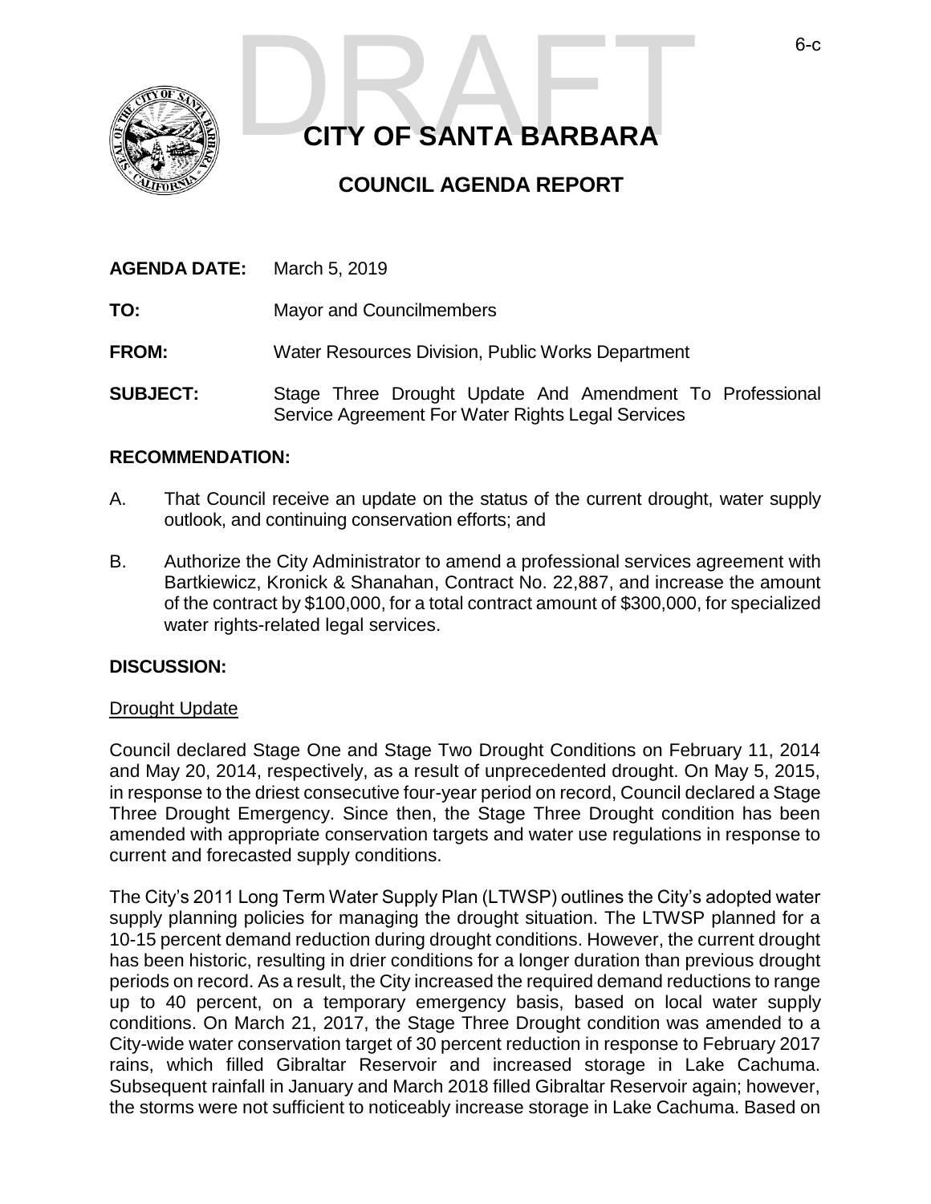DRAFT

# CITY OF SANTA BARBARA

## COUNCIL AGENDA REPORT

**AGENDA DATE:** March 5, 2019

**TO:** Mayor and Councilmembers

**FROM:** Water Resources Division, Public Works Department

**SUBJECT:** Stage Three Drought Update And Amendment To Professional Service Agreement For Water Rights Legal Services

**RECOMMENDATION:**

A. That Council receive an update on the status of the current drought, water supply outlook, and continuing conservation efforts; and

B. Authorize the City Administrator to amend a professional services agreement with Bartkiewicz, Kronick & Shanahan, Contract No. 22,887, and increase the amount of the contract by $100,000, for a total contract amount of $300,000, for specialized water rights-related legal services.

**DISCUSSION:**

Drought Update

Council declared Stage One and Stage Two Drought Conditions on February 11, 2014 and May 20, 2014, respectively, as a result of unprecedented drought. On May 5, 2015, in response to the driest consecutive four-year period on record, Council declared a Stage Three Drought Emergency. Since then, the Stage Three Drought condition has been amended with appropriate conservation targets and water use regulations in response to current and forecasted supply conditions.

The City's 2011 Long Term Water Supply Plan (LTWSP) outlines the City's adopted water supply planning policies for managing the drought situation. The LTWSP planned for a 10-15 percent demand reduction during drought conditions. However, the current drought has been historic, resulting in drier conditions for a longer duration than previous drought periods on record. As a result, the City increased the required demand reductions to range up to 40 percent, on a temporary emergency basis, based on local water supply conditions. On March 21, 2017, the Stage Three Drought condition was amended to a City-wide water conservation target of 30 percent reduction in response to February 2017 rains, which filled Gibraltar Reservoir and increased storage in Lake Cachuma. Subsequent rainfall in January and March 2018 filled Gibraltar Reservoir again; however, the storms were not sufficient to noticeably increase storage in Lake Cachuma. Based on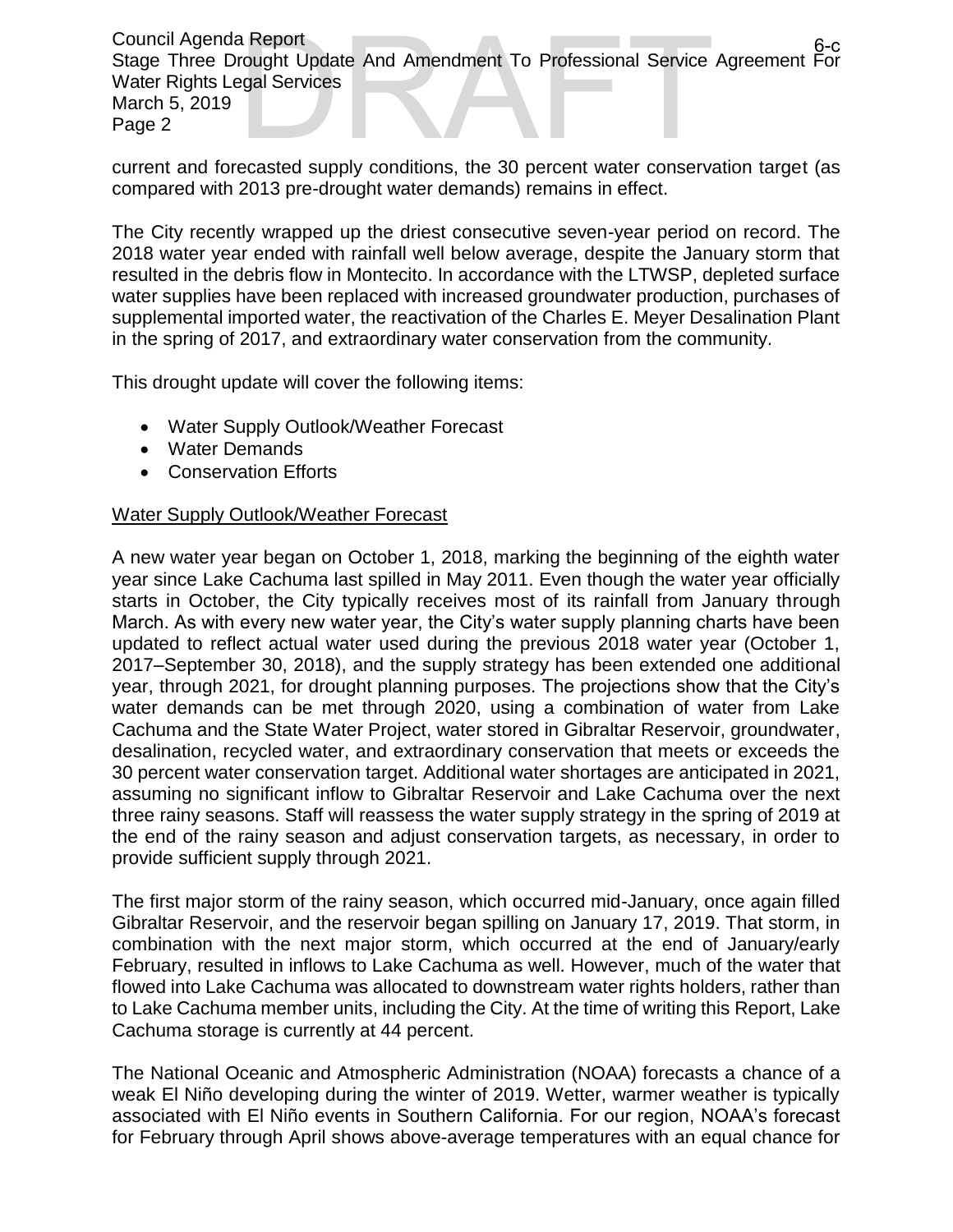current and forecasted supply conditions, the 30 percent water conservation target (as compared with 2013 pre-drought water demands) remains in effect.

The City recently wrapped up the driest consecutive seven-year period on record. The 2018 water year ended with rainfall well below average, despite the January storm that resulted in the debris flow in Montecito. In accordance with the LTWSP, depleted surface water supplies have been replaced with increased groundwater production, purchases of supplemental imported water, the reactivation of the Charles E. Meyer Desalination Plant in the spring of 2017, and extraordinary water conservation from the community.

This drought update will cover the following items:

- Water Supply Outlook/Weather Forecast
- Water Demands
- Conservation Efforts

Water Supply Outlook/Weather Forecast

A new water year began on October 1, 2018, marking the beginning of the eighth water year since Lake Cachuma last spilled in May 2011. Even though the water year officially starts in October, the City typically receives most of its rainfall from January through March. As with every new water year, the City's water supply planning charts have been updated to reflect actual water used during the previous 2018 water year (October 1, 2017–September 30, 2018), and the supply strategy has been extended one additional year, through 2021, for drought planning purposes. The projections show that the City's water demands can be met through 2020, using a combination of water from Lake Cachuma and the State Water Project, water stored in Gibraltar Reservoir, groundwater, desalination, recycled water, and extraordinary conservation that meets or exceeds the 30 percent water conservation target. Additional water shortages are anticipated in 2021, assuming no significant inflow to Gibraltar Reservoir and Lake Cachuma over the next three rainy seasons. Staff will reassess the water supply strategy in the spring of 2019 at the end of the rainy season and adjust conservation targets, as necessary, in order to provide sufficient supply through 2021.

The first major storm of the rainy season, which occurred mid-January, once again filled Gibraltar Reservoir, and the reservoir began spilling on January 17, 2019. That storm, in combination with the next major storm, which occurred at the end of January/early February, resulted in inflows to Lake Cachuma as well. However, much of the water that flowed into Lake Cachuma was allocated to downstream water rights holders, rather than to Lake Cachuma member units, including the City. At the time of writing this Report, Lake Cachuma storage is currently at 44 percent.

The National Oceanic and Atmospheric Administration (NOAA) forecasts a chance of a weak El Niño developing during the winter of 2019. Wetter, warmer weather is typically associated with El Niño events in Southern California. For our region, NOAA's forecast for February through April shows above-average temperatures with an equal chance for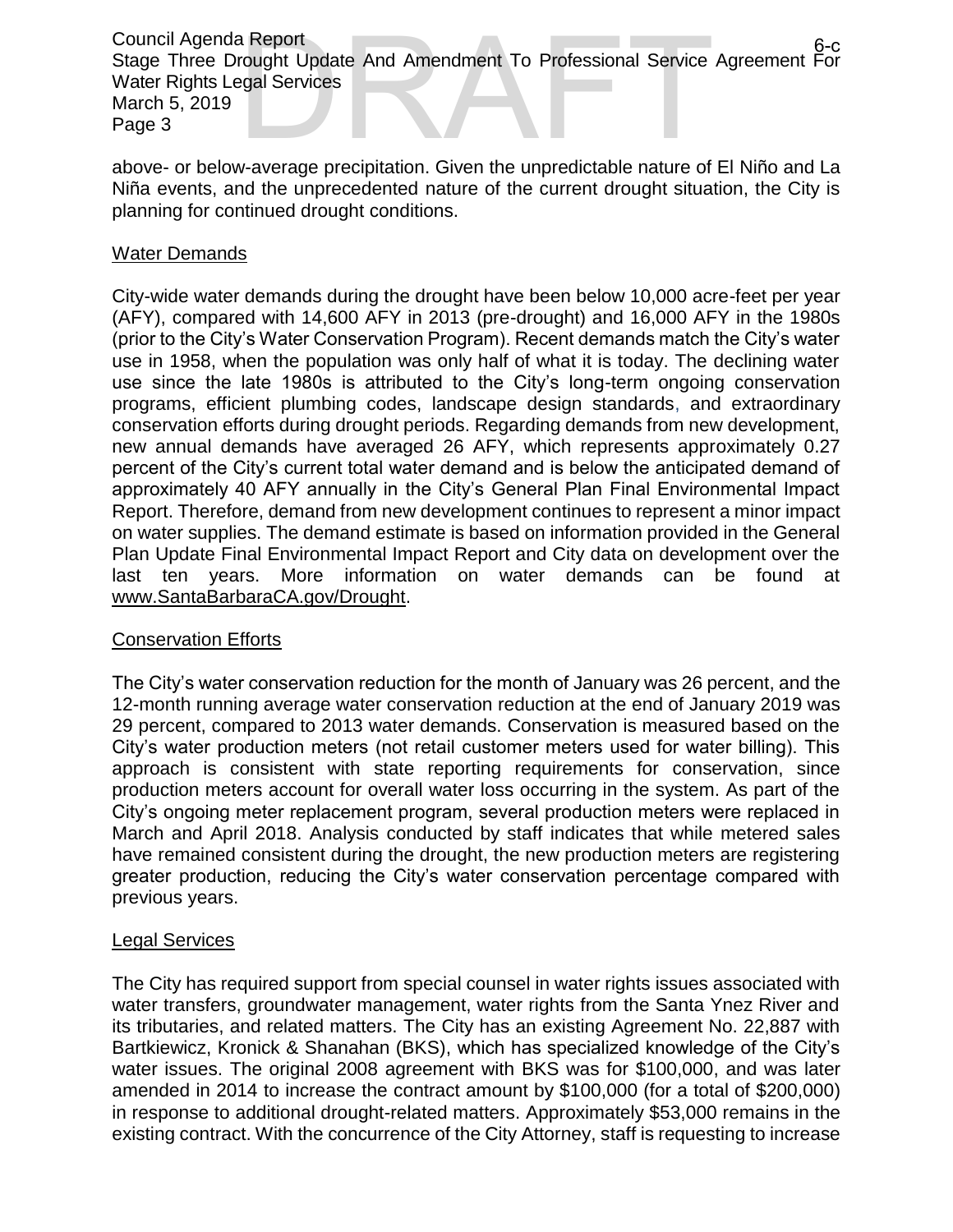above- or below-average precipitation. Given the unpredictable nature of El Niño and La Niña events, and the unprecedented nature of the current drought situation, the City is planning for continued drought conditions.

## Water Demands

City-wide water demands during the drought have been below 10,000 acre-feet per year (AFY), compared with 14,600 AFY in 2013 (pre-drought) and 16,000 AFY in the 1980s (prior to the City's Water Conservation Program). Recent demands match the City's water use in 1958, when the population was only half of what it is today. The declining water use since the late 1980s is attributed to the City's long-term ongoing conservation programs, efficient plumbing codes, landscape design standards, and extraordinary conservation efforts during drought periods. Regarding demands from new development, new annual demands have averaged 26 AFY, which represents approximately 0.27 percent of the City's current total water demand and is below the anticipated demand of approximately 40 AFY annually in the City's General Plan Final Environmental Impact Report. Therefore, demand from new development continues to represent a minor impact on water supplies. The demand estimate is based on information provided in the General Plan Update Final Environmental Impact Report and City data on development over the last ten years. More information on water demands can be found at www.SantaBarbaraCA.gov/Drought.

## Conservation Efforts

The City's water conservation reduction for the month of January was 26 percent, and the 12-month running average water conservation reduction at the end of January 2019 was 29 percent, compared to 2013 water demands. Conservation is measured based on the City's water production meters (not retail customer meters used for water billing). This approach is consistent with state reporting requirements for conservation, since production meters account for overall water loss occurring in the system. As part of the City's ongoing meter replacement program, several production meters were replaced in March and April 2018. Analysis conducted by staff indicates that while metered sales have remained consistent during the drought, the new production meters are registering greater production, reducing the City's water conservation percentage compared with previous years.

## Legal Services

The City has required support from special counsel in water rights issues associated with water transfers, groundwater management, water rights from the Santa Ynez River and its tributaries, and related matters. The City has an existing Agreement No. 22,887 with Bartkiewicz, Kronick & Shanahan (BKS), which has specialized knowledge of the City's water issues. The original 2008 agreement with BKS was for $100,000, and was later amended in 2014 to increase the contract amount by $100,000 (for a total of $200,000) in response to additional drought-related matters. Approximately $53,000 remains in the existing contract. With the concurrence of the City Attorney, staff is requesting to increase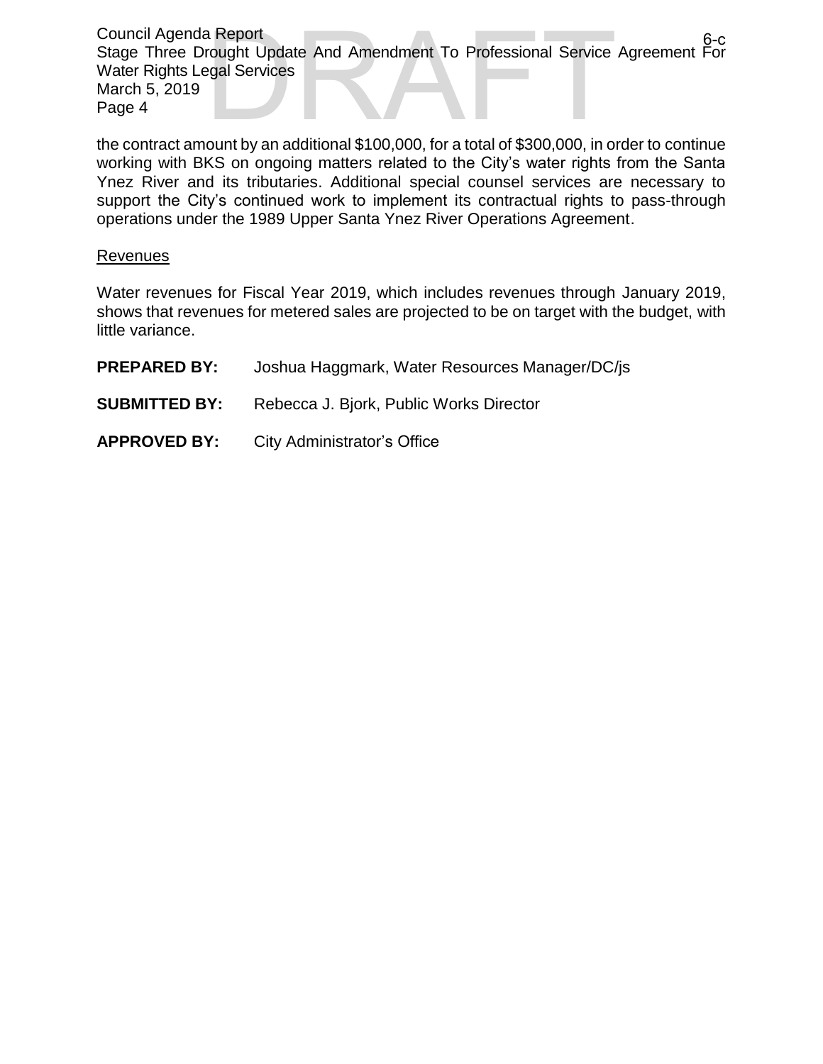the contract amount by an additional $100,000, for a total of $300,000, in order to continue working with BKS on ongoing matters related to the City's water rights from the Santa Ynez River and its tributaries. Additional special counsel services are necessary to support the City's continued work to implement its contractual rights to pass-through operations under the 1989 Upper Santa Ynez River Operations Agreement.

<u>Revenues</u>

Water revenues for Fiscal Year 2019, which includes revenues through January 2019, shows that revenues for metered sales are projected to be on target with the budget, with little variance.

**PREPARED BY:** Joshua Haggmark, Water Resources Manager/DC/js

**SUBMITTED BY:** Rebecca J. Bjork, Public Works Director

**APPROVED BY:** City Administrator's Office